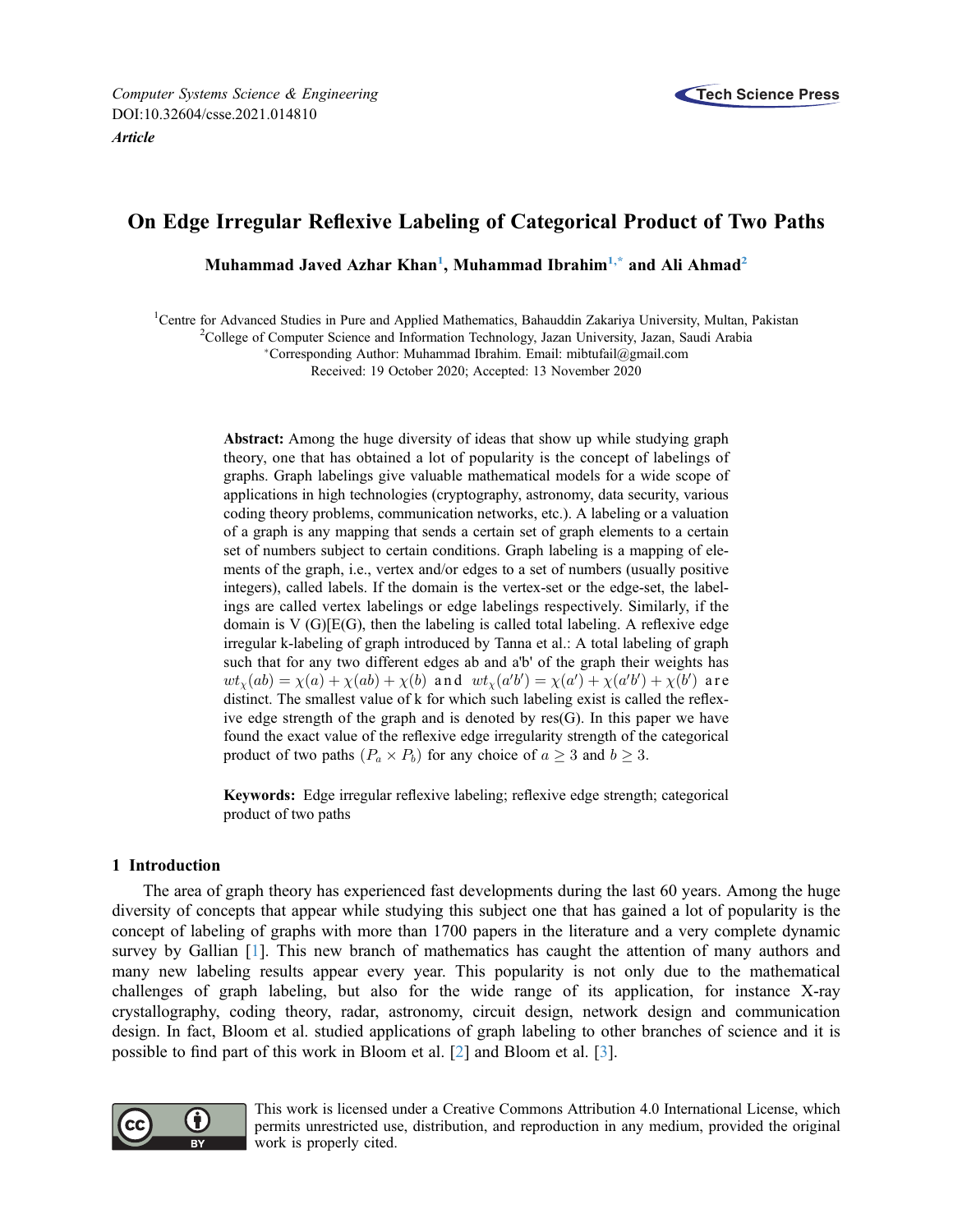Computer Systems Science & Engineering
DOI:10.32604/csse.2021.014810

*Article*

# On Edge Irregular Reflexive Labeling of Categorical Product of Two Paths

**Muhammad Javed Azhar Khan[1], Muhammad Ibrahim[1,*] and Ali Ahmad[2]**

[1]Centre for Advanced Studies in Pure and Applied Mathematics, Bahauddin Zakariya University, Multan, Pakistan
[2]College of Computer Science and Information Technology, Jazan University, Jazan, Saudi Arabia
*Corresponding Author: Muhammad Ibrahim. Email: mibtufail@gmail.com
Received: 19 October 2020; Accepted: 13 November 2020

**Abstract:** Among the huge diversity of ideas that show up while studying graph theory, one that has obtained a lot of popularity is the concept of labelings of graphs. Graph labelings give valuable mathematical models for a wide scope of applications in high technologies (cryptography, astronomy, data security, various coding theory problems, communication networks, etc.). A labeling or a valuation of a graph is any mapping that sends a certain set of graph elements to a certain set of numbers subject to certain conditions. Graph labeling is a mapping of elements of the graph, i.e., vertex and/or edges to a set of numbers (usually positive integers), called labels. If the domain is the vertex-set or the edge-set, the labelings are called vertex labelings or edge labelings respectively. Similarly, if the domain is V (G)[E(G), then the labeling is called total labeling. A reflexive edge irregular k-labeling of graph introduced by Tanna et al.: A total labeling of graph such that for any two different edges ab and a'b' of the graph their weights has $wt_\chi(ab) = \chi(a) + \chi(ab) + \chi(b)$ and $wt_\chi(a'b') = \chi(a') + \chi(a'b') + \chi(b')$ are distinct. The smallest value of k for which such labeling exist is called the reflexive edge strength of the graph and is denoted by res(G). In this paper we have found the exact value of the reflexive edge irregularity strength of the categorical product of two paths $(P_a \times P_b)$ for any choice of $a \geq 3$ and $b \geq 3$.

**Keywords:** Edge irregular reflexive labeling; reflexive edge strength; categorical product of two paths

## 1 Introduction

The area of graph theory has experienced fast developments during the last 60 years. Among the huge diversity of concepts that appear while studying this subject one that has gained a lot of popularity is the concept of labeling of graphs with more than 1700 papers in the literature and a very complete dynamic survey by Gallian [1]. This new branch of mathematics has caught the attention of many authors and many new labeling results appear every year. This popularity is not only due to the mathematical challenges of graph labeling, but also for the wide range of its application, for instance X-ray crystallography, coding theory, radar, astronomy, circuit design, network design and communication design. In fact, Bloom et al. studied applications of graph labeling to other branches of science and it is possible to find part of this work in Bloom et al. [2] and Bloom et al. [3].

This work is licensed under a Creative Commons Attribution 4.0 International License, which permits unrestricted use, distribution, and reproduction in any medium, provided the original work is properly cited.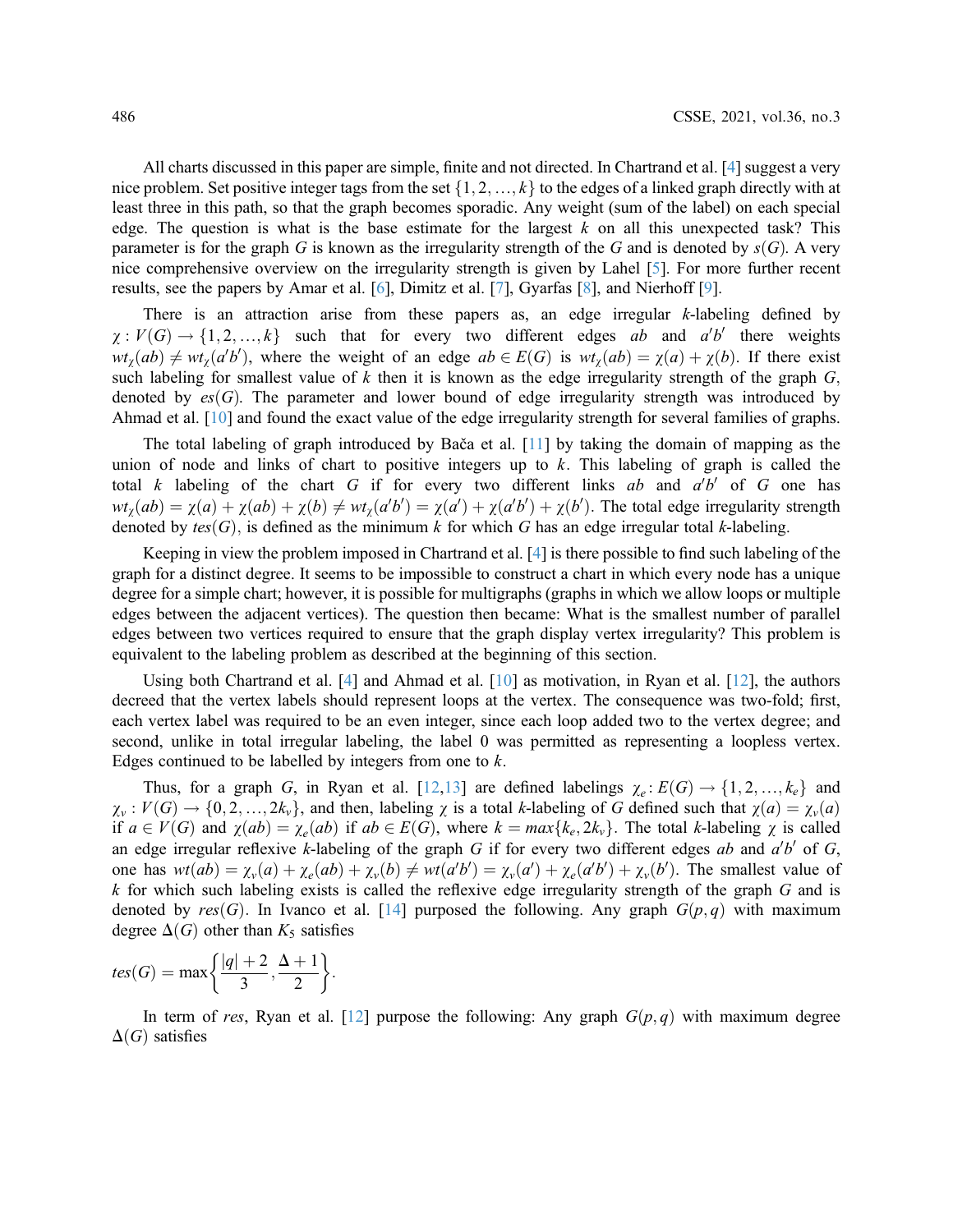All charts discussed in this paper are simple, finite and not directed. In Chartrand et al. [4] suggest a very nice problem. Set positive integer tags from the set $\{1, 2, \ldots, k\}$ to the edges of a linked graph directly with at least three in this path, so that the graph becomes sporadic. Any weight (sum of the label) on each special edge. The question is what is the base estimate for the largest $k$ on all this unexpected task? This parameter is for the graph $G$ is known as the irregularity strength of the $G$ and is denoted by $s(G)$. A very nice comprehensive overview on the irregularity strength is given by Lahel [5]. For more further recent results, see the papers by Amar et al. [6], Dimitz et al. [7], Gyarfas [8], and Nierhoff [9].

There is an attraction arise from these papers as, an edge irregular $k$-labeling defined by $\chi : V(G) \rightarrow \{1, 2, \ldots, k\}$ such that for every two different edges $ab$ and $a'b'$ there weights $wt_{\chi}(ab) \neq wt_{\chi}(a'b')$, where the weight of an edge $ab \in E(G)$ is $wt_{\chi}(ab) = \chi(a) + \chi(b)$. If there exist such labeling for smallest value of $k$ then it is known as the edge irregularity strength of the graph $G$, denoted by $es(G)$. The parameter and lower bound of edge irregularity strength was introduced by Ahmad et al. [10] and found the exact value of the edge irregularity strength for several families of graphs.

The total labeling of graph introduced by Bača et al. [11] by taking the domain of mapping as the union of node and links of chart to positive integers up to $k$. This labeling of graph is called the total $k$ labeling of the chart $G$ if for every two different links $ab$ and $a'b'$ of $G$ one has $wt_{\chi}(ab) = \chi(a) + \chi(ab) + \chi(b) \neq wt_{\chi}(a'b') = \chi(a') + \chi(a'b') + \chi(b')$. The total edge irregularity strength denoted by $tes(G)$, is defined as the minimum $k$ for which $G$ has an edge irregular total $k$-labeling.

Keeping in view the problem imposed in Chartrand et al. [4] is there possible to find such labeling of the graph for a distinct degree. It seems to be impossible to construct a chart in which every node has a unique degree for a simple chart; however, it is possible for multigraphs (graphs in which we allow loops or multiple edges between the adjacent vertices). The question then became: What is the smallest number of parallel edges between two vertices required to ensure that the graph display vertex irregularity? This problem is equivalent to the labeling problem as described at the beginning of this section.

Using both Chartrand et al. [4] and Ahmad et al. [10] as motivation, in Ryan et al. [12], the authors decreed that the vertex labels should represent loops at the vertex. The consequence was two-fold; first, each vertex label was required to be an even integer, since each loop added two to the vertex degree; and second, unlike in total irregular labeling, the label 0 was permitted as representing a loopless vertex. Edges continued to be labelled by integers from one to $k$.

Thus, for a graph $G$, in Ryan et al. [12,13] are defined labelings $\chi_e : E(G) \rightarrow \{1, 2, \ldots, k_e\}$ and $\chi_v : V(G) \rightarrow \{0, 2, \ldots, 2k_v\}$, and then, labeling $\chi$ is a total $k$-labeling of $G$ defined such that $\chi(a) = \chi_v(a)$ if $a \in V(G)$ and $\chi(ab) = \chi_e(ab)$ if $ab \in E(G)$, where $k = max\{k_e, 2k_v\}$. The total $k$-labeling $\chi$ is called an edge irregular reflexive $k$-labeling of the graph $G$ if for every two different edges $ab$ and $a'b'$ of $G$, one has $wt(ab) = \chi_v(a) + \chi_e(ab) + \chi_v(b) \neq wt(a'b') = \chi_v(a') + \chi_e(a'b') + \chi_v(b')$. The smallest value of $k$ for which such labeling exists is called the reflexive edge irregularity strength of the graph $G$ and is denoted by $res(G)$. In Ivanco et al. [14] purposed the following. Any graph $G(p, q)$ with maximum degree $\Delta(G)$ other than $K_5$ satisfies

$$tes(G) = \max\left\{\frac{|q| + 2}{3}, \frac{\Delta + 1}{2}\right\}.$$

In term of $res$, Ryan et al. [12] purpose the following: Any graph $G(p, q)$ with maximum degree $\Delta(G)$ satisfies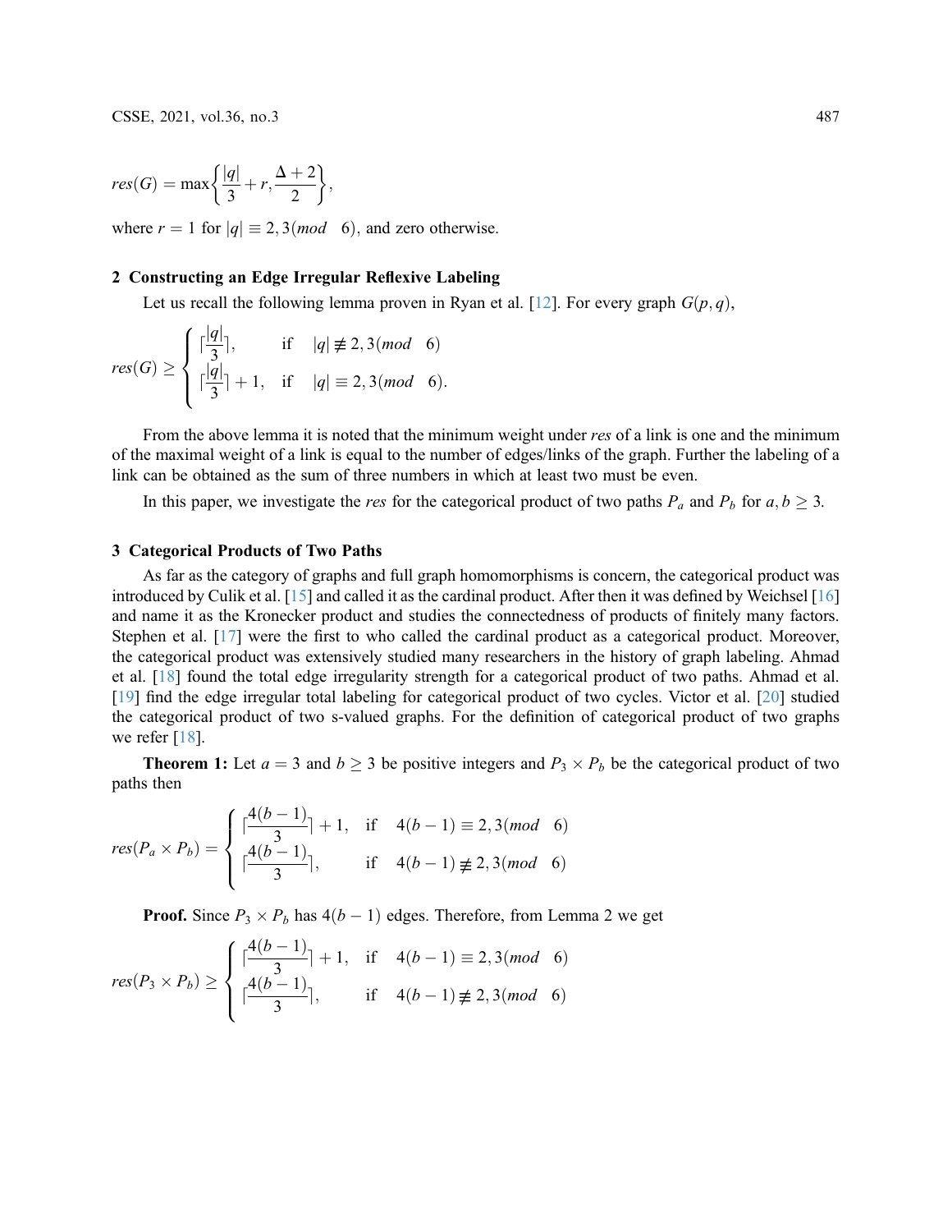$$res(G) = \max\left\{\frac{|q|}{3} + r, \frac{\Delta + 2}{2}\right\},$$

where $r = 1$ for $|q| \equiv 2, 3(mod \quad 6)$, and zero otherwise.

## 2 Constructing an Edge Irregular Reflexive Labeling

Let us recall the following lemma proven in Ryan et al. [12]. For every graph $G(p, q)$,

$$res(G) \geq \begin{cases} \lceil \frac{|q|}{3} \rceil, & \text{if} \quad |q| \not\equiv 2, 3(mod \quad 6) \\ \lceil \frac{|q|}{3} \rceil + 1, & \text{if} \quad |q| \equiv 2, 3(mod \quad 6). \end{cases}$$

From the above lemma it is noted that the minimum weight under *res* of a link is one and the minimum of the maximal weight of a link is equal to the number of edges/links of the graph. Further the labeling of a link can be obtained as the sum of three numbers in which at least two must be even.

In this paper, we investigate the *res* for the categorical product of two paths $P_a$ and $P_b$ for $a, b \geq 3$.

## 3 Categorical Products of Two Paths

As far as the category of graphs and full graph homomorphisms is concern, the categorical product was introduced by Culik et al. [15] and called it as the cardinal product. After then it was defined by Weichsel [16] and name it as the Kronecker product and studies the connectedness of products of finitely many factors. Stephen et al. [17] were the first to who called the cardinal product as a categorical product. Moreover, the categorical product was extensively studied many researchers in the history of graph labeling. Ahmad et al. [18] found the total edge irregularity strength for a categorical product of two paths. Ahmad et al. [19] find the edge irregular total labeling for categorical product of two cycles. Victor et al. [20] studied the categorical product of two s-valued graphs. For the definition of categorical product of two graphs we refer [18].

**Theorem 1:** Let $a = 3$ and $b \geq 3$ be positive integers and $P_3 \times P_b$ be the categorical product of two paths then

$$res(P_a \times P_b) = \begin{cases} \lceil \frac{4(b-1)}{3} \rceil + 1, & \text{if} \quad 4(b-1) \equiv 2, 3(mod \quad 6) \\ \lceil \frac{4(b-1)}{3} \rceil, & \text{if} \quad 4(b-1) \not\equiv 2, 3(mod \quad 6) \end{cases}$$

**Proof.** Since $P_3 \times P_b$ has $4(b-1)$ edges. Therefore, from Lemma 2 we get

$$res(P_3 \times P_b) \geq \begin{cases} \lceil \frac{4(b-1)}{3} \rceil + 1, & \text{if} \quad 4(b-1) \equiv 2, 3(mod \quad 6) \\ \lceil \frac{4(b-1)}{3} \rceil, & \text{if} \quad 4(b-1) \not\equiv 2, 3(mod \quad 6) \end{cases}$$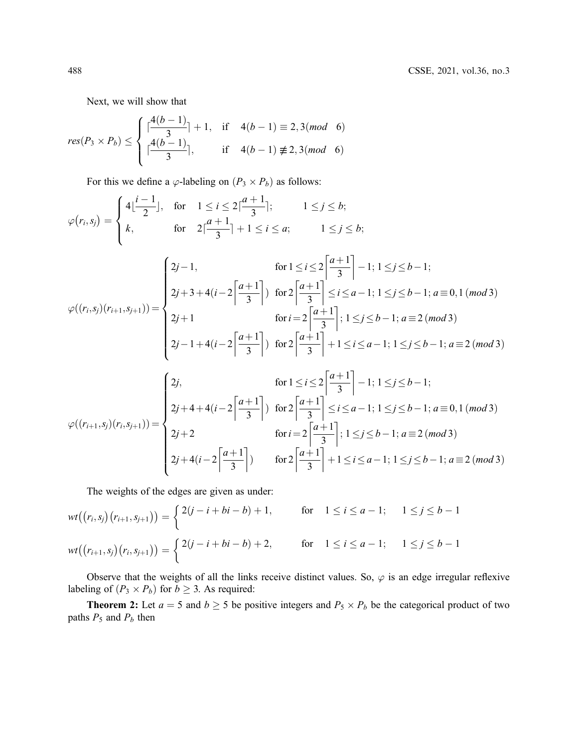Next, we will show that

$$res(P_3 \times P_b) \leq \begin{cases} \lceil \frac{4(b-1)}{3} \rceil + 1, & \text{if} \quad 4(b-1) \equiv 2, 3 (mod \quad 6) \\ \lceil \frac{4(b-1)}{3} \rceil, & \text{if} \quad 4(b-1) \not\equiv 2, 3 (mod \quad 6) \end{cases}$$

For this we define a $\varphi$-labeling on $(P_3 \times P_b)$ as follows:

$$\varphi(r_i, s_j) = \begin{cases} 4\lfloor \frac{i-1}{2} \rfloor, & \text{for} \quad 1 \leq i \leq 2\lceil \frac{a+1}{3} \rceil; \qquad 1 \leq j \leq b; \\ k, & \text{for} \quad 2\lceil \frac{a+1}{3} \rceil + 1 \leq i \leq a; \qquad 1 \leq j \leq b; \end{cases}$$

$$\varphi((r_i, s_j)(r_{i+1}, s_{j+1})) = \begin{cases} 2j - 1, & \text{for } 1 \leq i \leq 2\left\lceil \frac{a+1}{3} \right\rceil - 1; \ 1 \leq j \leq b-1; \\ 2j + 3 + 4(i - 2\left\lceil \frac{a+1}{3} \right\rceil) & \text{for } 2\left\lceil \frac{a+1}{3} \right\rceil \leq i \leq a-1; \ 1 \leq j \leq b-1; \ a \equiv 0, 1 \ (mod\, 3) \\ 2j + 1 & \text{for } i = 2\left\lceil \frac{a+1}{3} \right\rceil; \ 1 \leq j \leq b-1; \ a \equiv 2 \ (mod\, 3) \\ 2j - 1 + 4(i - 2\left\lceil \frac{a+1}{3} \right\rceil) & \text{for } 2\left\lceil \frac{a+1}{3} \right\rceil + 1 \leq i \leq a-1; \ 1 \leq j \leq b-1; \ a \equiv 2 \ (mod\, 3) \end{cases}$$

$$\varphi((r_{i+1}, s_j)(r_i, s_{j+1})) = \begin{cases} 2j, & \text{for } 1 \leq i \leq 2\left\lceil \frac{a+1}{3} \right\rceil - 1; \ 1 \leq j \leq b-1; \\ 2j + 4 + 4(i - 2\left\lceil \frac{a+1}{3} \right\rceil) & \text{for } 2\left\lceil \frac{a+1}{3} \right\rceil \leq i \leq a-1; \ 1 \leq j \leq b-1; \ a \equiv 0, 1 \ (mod\, 3) \\ 2j + 2 & \text{for } i = 2\left\lceil \frac{a+1}{3} \right\rceil; \ 1 \leq j \leq b-1; \ a \equiv 2 \ (mod\, 3) \\ 2j + 4(i - 2\left\lceil \frac{a+1}{3} \right\rceil) & \text{for } 2\left\lceil \frac{a+1}{3} \right\rceil + 1 \leq i \leq a-1; \ 1 \leq j \leq b-1; \ a \equiv 2 \ (mod\, 3) \end{cases}$$

The weights of the edges are given as under:

$$wt\big((r_i, s_j)(r_{i+1}, s_{j+1})\big) = \Big\{ 2(j - i + bi - b) + 1, \qquad \text{for} \quad 1 \leq i \leq a-1; \quad 1 \leq j \leq b-1$$

$$wt\big((r_{i+1}, s_j)(r_i, s_{j+1})\big) = \Big\{ 2(j - i + bi - b) + 2, \qquad \text{for} \quad 1 \leq i \leq a-1; \quad 1 \leq j \leq b-1$$

Observe that the weights of all the links receive distinct values. So, $\varphi$ is an edge irregular reflexive labeling of $(P_3 \times P_b)$ for $b \geq 3$. As required:

**Theorem 2:** Let $a = 5$ and $b \geq 5$ be positive integers and $P_5 \times P_b$ be the categorical product of two paths $P_5$ and $P_b$ then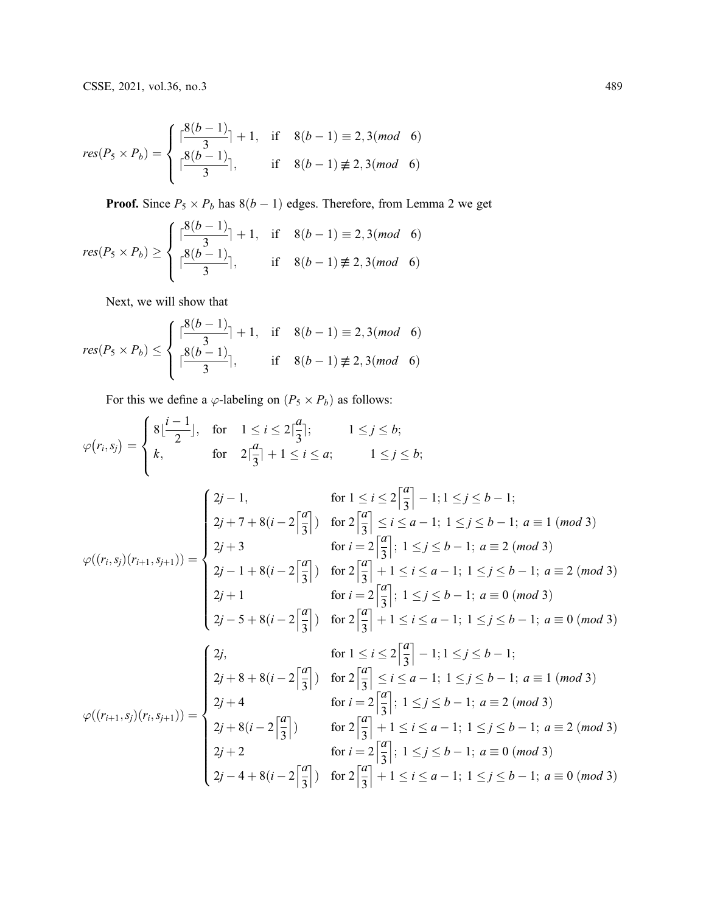$$res(P_5 \times P_b) = \begin{cases} \lceil \frac{8(b-1)}{3} \rceil + 1, & \text{if} \quad 8(b-1) \equiv 2, 3 (mod \quad 6) \\ \lceil \frac{8(b-1)}{3} \rceil, & \text{if} \quad 8(b-1) \not\equiv 2, 3 (mod \quad 6) \end{cases}$$

**Proof.** Since $P_5 \times P_b$ has $8(b-1)$ edges. Therefore, from Lemma 2 we get

$$res(P_5 \times P_b) \geq \begin{cases} \lceil \frac{8(b-1)}{3} \rceil + 1, & \text{if} \quad 8(b-1) \equiv 2, 3 (mod \quad 6) \\ \lceil \frac{8(b-1)}{3} \rceil, & \text{if} \quad 8(b-1) \not\equiv 2, 3 (mod \quad 6) \end{cases}$$

Next, we will show that

$$res(P_5 \times P_b) \leq \begin{cases} \lceil \frac{8(b-1)}{3} \rceil + 1, & \text{if} \quad 8(b-1) \equiv 2, 3 (mod \quad 6) \\ \lceil \frac{8(b-1)}{3} \rceil, & \text{if} \quad 8(b-1) \not\equiv 2, 3 (mod \quad 6) \end{cases}$$

For this we define a $\varphi$-labeling on $(P_5 \times P_b)$ as follows:

$$\varphi(r_i, s_j) = \begin{cases} 8\lfloor \frac{i-1}{2} \rfloor, & \text{for} \quad 1 \leq i \leq 2\lceil \frac{a}{3} \rceil; \qquad 1 \leq j \leq b; \\ k, & \text{for} \quad 2\lceil \frac{a}{3} \rceil + 1 \leq i \leq a; \qquad 1 \leq j \leq b; \end{cases}$$

$$\varphi((r_i, s_j)(r_{i+1}, s_{j+1})) = \begin{cases} 2j-1, & \text{for } 1 \leq i \leq 2\left\lceil \frac{a}{3} \right\rceil - 1; 1 \leq j \leq b-1; \\ 2j+7+8(i-2\left\lceil \frac{a}{3} \right\rceil) & \text{for } 2\left\lceil \frac{a}{3} \right\rceil \leq i \leq a-1;\ 1 \leq j \leq b-1;\ a \equiv 1\ (mod\ 3) \\ 2j+3 & \text{for } i = 2\left\lceil \frac{a}{3} \right\rceil;\ 1 \leq j \leq b-1;\ a \equiv 2\ (mod\ 3) \\ 2j-1+8(i-2\left\lceil \frac{a}{3} \right\rceil) & \text{for } 2\left\lceil \frac{a}{3} \right\rceil + 1 \leq i \leq a-1;\ 1 \leq j \leq b-1;\ a \equiv 2\ (mod\ 3) \\ 2j+1 & \text{for } i = 2\left\lceil \frac{a}{3} \right\rceil;\ 1 \leq j \leq b-1;\ a \equiv 0\ (mod\ 3) \\ 2j-5+8(i-2\left\lceil \frac{a}{3} \right\rceil) & \text{for } 2\left\lceil \frac{a}{3} \right\rceil + 1 \leq i \leq a-1;\ 1 \leq j \leq b-1;\ a \equiv 0\ (mod\ 3) \end{cases}$$

$$\varphi((r_{i+1}, s_j)(r_i, s_{j+1})) = \begin{cases} 2j, & \text{for } 1 \leq i \leq 2\left\lceil \frac{a}{3} \right\rceil - 1; 1 \leq j \leq b-1; \\ 2j+8+8(i-2\left\lceil \frac{a}{3} \right\rceil) & \text{for } 2\left\lceil \frac{a}{3} \right\rceil \leq i \leq a-1;\ 1 \leq j \leq b-1;\ a \equiv 1\ (mod\ 3) \\ 2j+4 & \text{for } i = 2\left\lceil \frac{a}{3} \right\rceil;\ 1 \leq j \leq b-1;\ a \equiv 2\ (mod\ 3) \\ 2j+8(i-2\left\lceil \frac{a}{3} \right\rceil) & \text{for } 2\left\lceil \frac{a}{3} \right\rceil + 1 \leq i \leq a-1;\ 1 \leq j \leq b-1;\ a \equiv 2\ (mod\ 3) \\ 2j+2 & \text{for } i = 2\left\lceil \frac{a}{3} \right\rceil;\ 1 \leq j \leq b-1;\ a \equiv 0\ (mod\ 3) \\ 2j-4+8(i-2\left\lceil \frac{a}{3} \right\rceil) & \text{for } 2\left\lceil \frac{a}{3} \right\rceil + 1 \leq i \leq a-1;\ 1 \leq j \leq b-1;\ a \equiv 0\ (mod\ 3) \end{cases}$$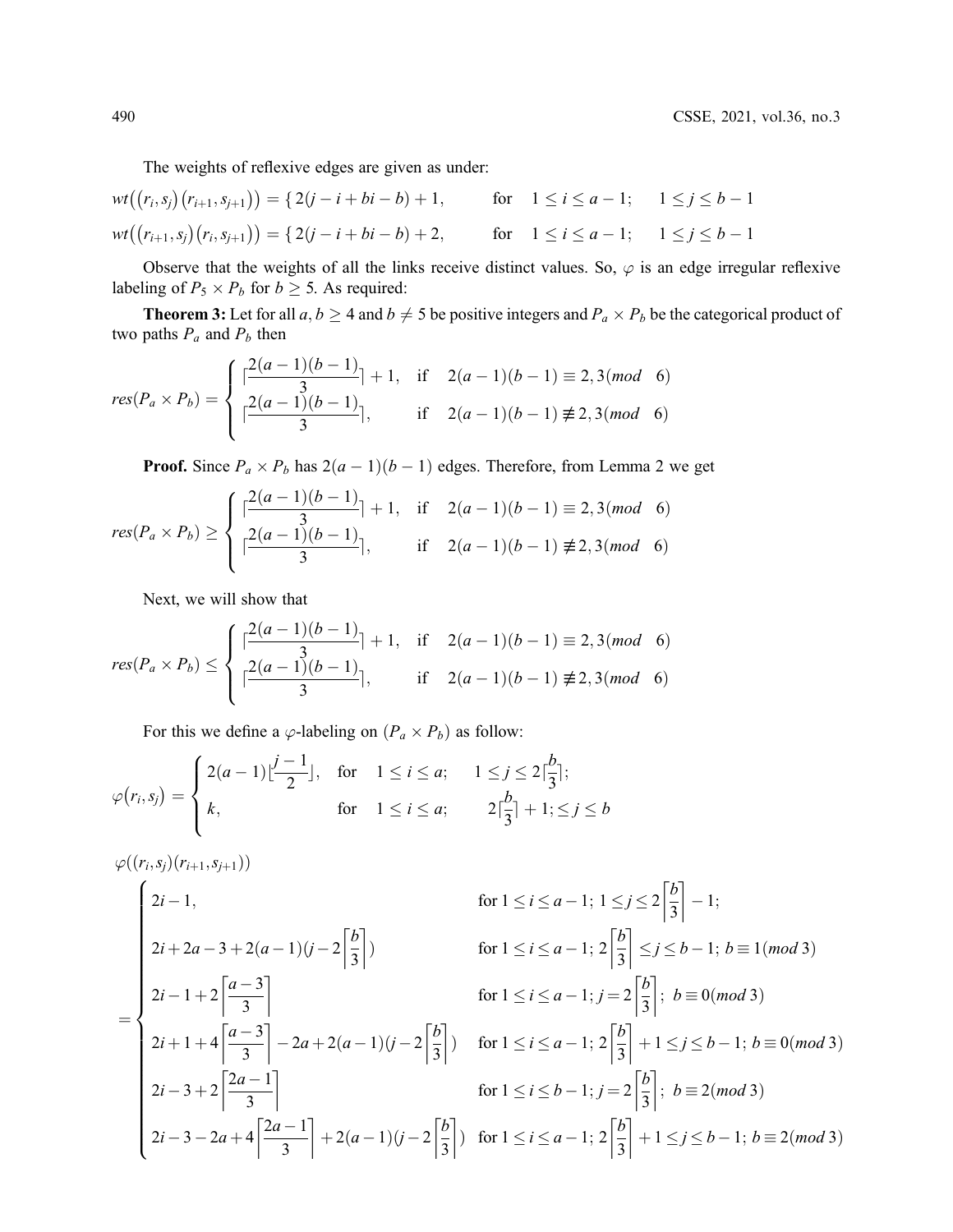The weights of reflexive edges are given as under:

$$wt\big((r_i, s_j)(r_{i+1}, s_{j+1})\big) = \{\, 2(j - i + bi - b) + 1, \qquad \text{for} \quad 1 \le i \le a-1; \quad 1 \le j \le b-1$$

$$wt\big((r_{i+1}, s_j)(r_i, s_{j+1})\big) = \{\, 2(j - i + bi - b) + 2, \qquad \text{for} \quad 1 \le i \le a-1; \quad 1 \le j \le b-1$$

Observe that the weights of all the links receive distinct values. So, $\varphi$ is an edge irregular reflexive labeling of $P_5 \times P_b$ for $b \ge 5$. As required:

**Theorem 3:** Let for all $a, b \ge 4$ and $b \ne 5$ be positive integers and $P_a \times P_b$ be the categorical product of two paths $P_a$ and $P_b$ then

$$res(P_a \times P_b) = \begin{cases} \lceil \dfrac{2(a-1)(b-1)}{3} \rceil + 1, & \text{if} \quad 2(a-1)(b-1) \equiv 2, 3 (mod \quad 6) \\ \lceil \dfrac{2(a-1)(b-1)}{3} \rceil, & \text{if} \quad 2(a-1)(b-1) \not\equiv 2, 3 (mod \quad 6) \end{cases}$$

**Proof.** Since $P_a \times P_b$ has $2(a-1)(b-1)$ edges. Therefore, from Lemma 2 we get

$$res(P_a \times P_b) \ge \begin{cases} \lceil \dfrac{2(a-1)(b-1)}{3} \rceil + 1, & \text{if} \quad 2(a-1)(b-1) \equiv 2, 3 (mod \quad 6) \\ \lceil \dfrac{2(a-1)(b-1)}{3} \rceil, & \text{if} \quad 2(a-1)(b-1) \not\equiv 2, 3 (mod \quad 6) \end{cases}$$

Next, we will show that

$$res(P_a \times P_b) \le \begin{cases} \lceil \dfrac{2(a-1)(b-1)}{3} \rceil + 1, & \text{if} \quad 2(a-1)(b-1) \equiv 2, 3 (mod \quad 6) \\ \lceil \dfrac{2(a-1)(b-1)}{3} \rceil, & \text{if} \quad 2(a-1)(b-1) \not\equiv 2, 3 (mod \quad 6) \end{cases}$$

For this we define a $\varphi$-labeling on $(P_a \times P_b)$ as follow:

$$\varphi(r_i, s_j) = \begin{cases} 2(a-1)\lfloor \dfrac{j-1}{2} \rfloor, & \text{for} \quad 1 \le i \le a; \quad 1 \le j \le 2\lceil \dfrac{b}{3} \rceil; \\ k, & \text{for} \quad 1 \le i \le a; \quad 2\lceil \dfrac{b}{3} \rceil + 1; \le j \le b \end{cases}$$

$$\varphi((r_i, s_j)(r_{i+1}, s_{j+1}))$$

$$= \begin{cases} 2i - 1, & \text{for } 1 \le i \le a-1;\ 1 \le j \le 2\left\lceil \dfrac{b}{3} \right\rceil - 1; \\ 2i + 2a - 3 + 2(a-1)(j - 2\left\lceil \dfrac{b}{3} \right\rceil) & \text{for } 1 \le i \le a-1;\ 2\left\lceil \dfrac{b}{3} \right\rceil \le j \le b-1;\ b \equiv 1 (mod\, 3) \\ 2i - 1 + 2\left\lceil \dfrac{a-3}{3} \right\rceil & \text{for } 1 \le i \le a-1;\ j = 2\left\lceil \dfrac{b}{3} \right\rceil;\ b \equiv 0 (mod\, 3) \\ 2i + 1 + 4\left\lceil \dfrac{a-3}{3} \right\rceil - 2a + 2(a-1)(j - 2\left\lceil \dfrac{b}{3} \right\rceil) & \text{for } 1 \le i \le a-1;\ 2\left\lceil \dfrac{b}{3} \right\rceil + 1 \le j \le b-1;\ b \equiv 0 (mod\, 3) \\ 2i - 3 + 2\left\lceil \dfrac{2a-1}{3} \right\rceil & \text{for } 1 \le i \le b-1;\ j = 2\left\lceil \dfrac{b}{3} \right\rceil;\ b \equiv 2 (mod\, 3) \\ 2i - 3 - 2a + 4\left\lceil \dfrac{2a-1}{3} \right\rceil + 2(a-1)(j - 2\left\lceil \dfrac{b}{3} \right\rceil) & \text{for } 1 \le i \le a-1;\ 2\left\lceil \dfrac{b}{3} \right\rceil + 1 \le j \le b-1;\ b \equiv 2 (mod\, 3) \end{cases}$$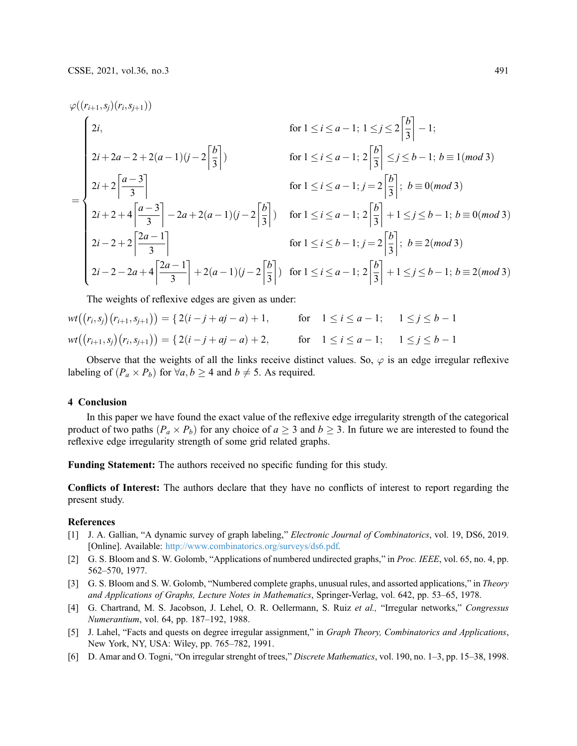$$\varphi((r_{i+1}, s_j)(r_i, s_{j+1}))$$

$$= \begin{cases} 2i, & \text{for } 1 \le i \le a-1;\ 1 \le j \le 2\left\lceil \frac{b}{3} \right\rceil - 1; \\ 2i + 2a - 2 + 2(a-1)(j - 2\left\lceil \frac{b}{3} \right\rceil) & \text{for } 1 \le i \le a-1;\ 2\left\lceil \frac{b}{3} \right\rceil \le j \le b-1;\ b \equiv 1 (mod\, 3) \\ 2i + 2\left\lceil \frac{a-3}{3} \right\rceil & \text{for } 1 \le i \le a-1;\ j = 2\left\lceil \frac{b}{3} \right\rceil;\ b \equiv 0 (mod\, 3) \\ 2i + 2 + 4\left\lceil \frac{a-3}{3} \right\rceil - 2a + 2(a-1)(j - 2\left\lceil \frac{b}{3} \right\rceil) & \text{for } 1 \le i \le a-1;\ 2\left\lceil \frac{b}{3} \right\rceil + 1 \le j \le b-1;\ b \equiv 0 (mod\, 3) \\ 2i - 2 + 2\left\lceil \frac{2a-1}{3} \right\rceil & \text{for } 1 \le i \le b-1;\ j = 2\left\lceil \frac{b}{3} \right\rceil;\ b \equiv 2 (mod\, 3) \\ 2i - 2 - 2a + 4\left\lceil \frac{2a-1}{3} \right\rceil + 2(a-1)(j - 2\left\lceil \frac{b}{3} \right\rceil) & \text{for } 1 \le i \le a-1;\ 2\left\lceil \frac{b}{3} \right\rceil + 1 \le j \le b-1;\ b \equiv 2 (mod\, 3) \end{cases}$$

The weights of reflexive edges are given as under:

$$wt((r_i, s_j)(r_{i+1}, s_{j+1})) = \{\, 2(i - j + aj - a) + 1, \qquad \text{for} \quad 1 \le i \le a-1; \quad 1 \le j \le b-1$$

$$wt((r_{i+1}, s_j)(r_i, s_{j+1})) = \{\, 2(i - j + aj - a) + 2, \qquad \text{for} \quad 1 \le i \le a-1; \quad 1 \le j \le b-1$$

Observe that the weights of all the links receive distinct values. So, $\varphi$ is an edge irregular reflexive labeling of $(P_a \times P_b)$ for $\forall a, b \ge 4$ and $b \ne 5$. As required.

## 4 Conclusion

In this paper we have found the exact value of the reflexive edge irregularity strength of the categorical product of two paths $(P_a \times P_b)$ for any choice of $a \ge 3$ and $b \ge 3$. In future we are interested to found the reflexive edge irregularity strength of some grid related graphs.

**Funding Statement:** The authors received no specific funding for this study.

**Conflicts of Interest:** The authors declare that they have no conflicts of interest to report regarding the present study.

## References

[1] J. A. Gallian, "A dynamic survey of graph labeling," *Electronic Journal of Combinatorics*, vol. 19, DS6, 2019. [Online]. Available: http://www.combinatorics.org/surveys/ds6.pdf.

[2] G. S. Bloom and S. W. Golomb, "Applications of numbered undirected graphs," in *Proc. IEEE*, vol. 65, no. 4, pp. 562–570, 1977.

[3] G. S. Bloom and S. W. Golomb, "Numbered complete graphs, unusual rules, and assorted applications," in *Theory and Applications of Graphs, Lecture Notes in Mathematics*, Springer-Verlag, vol. 642, pp. 53–65, 1978.

[4] G. Chartrand, M. S. Jacobson, J. Lehel, O. R. Oellermann, S. Ruiz *et al.,* "Irregular networks," *Congressus Numerantium*, vol. 64, pp. 187–192, 1988.

[5] J. Lahel, "Facts and quests on degree irregular assignment," in *Graph Theory, Combinatorics and Applications*, New York, NY, USA: Wiley, pp. 765–782, 1991.

[6] D. Amar and O. Togni, "On irregular strenght of trees," *Discrete Mathematics*, vol. 190, no. 1–3, pp. 15–38, 1998.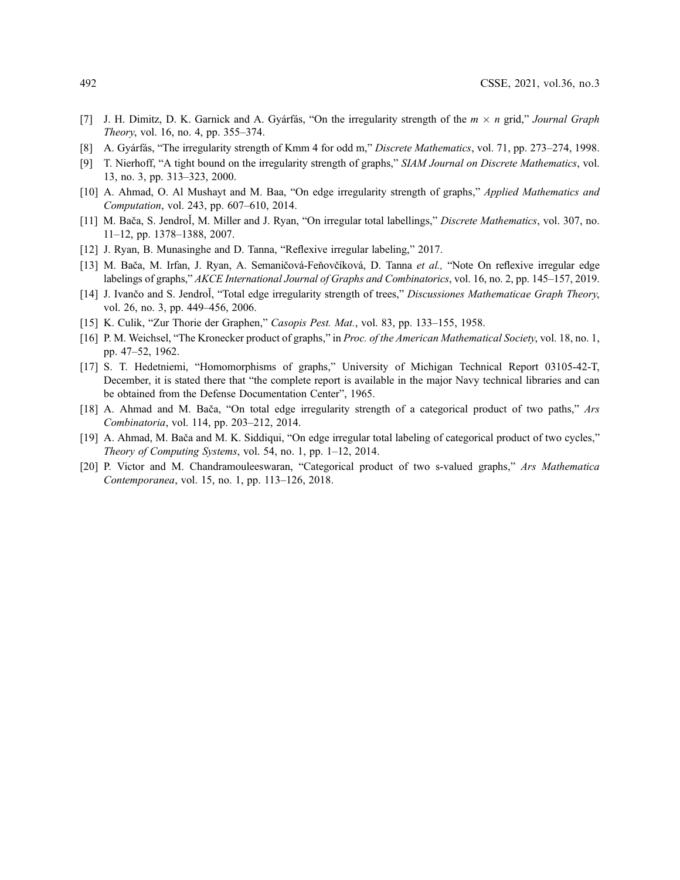[7] J. H. Dimitz, D. K. Garnick and A. Gyárfás, "On the irregularity strength of the $m \times n$ grid," *Journal Graph Theory*, vol. 16, no. 4, pp. 355–374.

[8] A. Gyárfás, "The irregularity strength of Kmm 4 for odd m," *Discrete Mathematics*, vol. 71, pp. 273–274, 1998.

[9] T. Nierhoff, "A tight bound on the irregularity strength of graphs," *SIAM Journal on Discrete Mathematics*, vol. 13, no. 3, pp. 313–323, 2000.

[10] A. Ahmad, O. Al Mushayt and M. Baa, "On edge irregularity strength of graphs," *Applied Mathematics and Computation*, vol. 243, pp. 607–610, 2014.

[11] M. Bača, S. Jendroľ, M. Miller and J. Ryan, "On irregular total labellings," *Discrete Mathematics*, vol. 307, no. 11–12, pp. 1378–1388, 2007.

[12] J. Ryan, B. Munasinghe and D. Tanna, "Reflexive irregular labeling," 2017.

[13] M. Bača, M. Irfan, J. Ryan, A. Semaničová-Feňovčíková, D. Tanna *et al.,* "Note On reflexive irregular edge labelings of graphs," *AKCE International Journal of Graphs and Combinatorics*, vol. 16, no. 2, pp. 145–157, 2019.

[14] J. Ivančo and S. Jendroľ, "Total edge irregularity strength of trees," *Discussiones Mathematicae Graph Theory*, vol. 26, no. 3, pp. 449–456, 2006.

[15] K. Culik, "Zur Thorie der Graphen," *Casopis Pest. Mat.*, vol. 83, pp. 133–155, 1958.

[16] P. M. Weichsel, "The Kronecker product of graphs," in *Proc. of the American Mathematical Society*, vol. 18, no. 1, pp. 47–52, 1962.

[17] S. T. Hedetniemi, "Homomorphisms of graphs," University of Michigan Technical Report 03105-42-T, December, it is stated there that "the complete report is available in the major Navy technical libraries and can be obtained from the Defense Documentation Center", 1965.

[18] A. Ahmad and M. Bača, "On total edge irregularity strength of a categorical product of two paths," *Ars Combinatoria*, vol. 114, pp. 203–212, 2014.

[19] A. Ahmad, M. Bača and M. K. Siddiqui, "On edge irregular total labeling of categorical product of two cycles," *Theory of Computing Systems*, vol. 54, no. 1, pp. 1–12, 2014.

[20] P. Victor and M. Chandramouleeswaran, "Categorical product of two s-valued graphs," *Ars Mathematica Contemporanea*, vol. 15, no. 1, pp. 113–126, 2018.